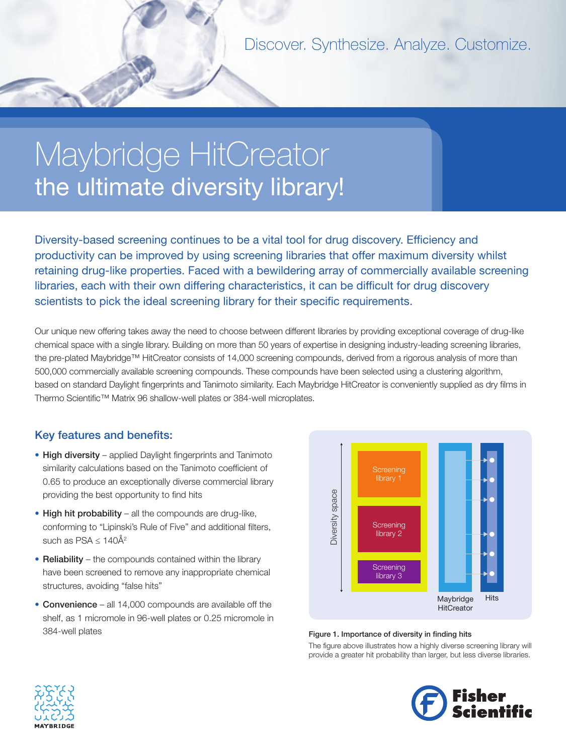Discover. Synthesize. Analyze. Customize.

# Maybridge HitCreator
## the ultimate diversity library!

Diversity-based screening continues to be a vital tool for drug discovery. Efficiency and productivity can be improved by using screening libraries that offer maximum diversity whilst retaining drug-like properties. Faced with a bewildering array of commercially available screening libraries, each with their own differing characteristics, it can be difficult for drug discovery scientists to pick the ideal screening library for their specific requirements.

Our unique new offering takes away the need to choose between different libraries by providing exceptional coverage of drug-like chemical space with a single library. Building on more than 50 years of expertise in designing industry-leading screening libraries, the pre-plated Maybridge™ HitCreator consists of 14,000 screening compounds, derived from a rigorous analysis of more than 500,000 commercially available screening compounds. These compounds have been selected using a clustering algorithm, based on standard Daylight fingerprints and Tanimoto similarity. Each Maybridge HitCreator is conveniently supplied as dry films in Thermo Scientific™ Matrix 96 shallow-well plates or 384-well microplates.

### Key features and benefits:

- **High diversity** – applied Daylight fingerprints and Tanimoto similarity calculations based on the Tanimoto coefficient of 0.65 to produce an exceptionally diverse commercial library providing the best opportunity to find hits
- **High hit probability** – all the compounds are drug-like, conforming to “Lipinski’s Rule of Five” and additional filters, such as PSA $\leq$ 140Å$^2$
- **Reliability** – the compounds contained within the library have been screened to remove any inappropriate chemical structures, avoiding “false hits”
- **Convenience** – all 14,000 compounds are available off the shelf, as 1 micromole in 96-well plates or 0.25 micromole in 384-well plates

Diversity space | Screening library 1 | Screening library 2 | Screening library 3 | Maybridge HitCreator | Hits

**Figure 1. Importance of diversity in finding hits**

The figure above illustrates how a highly diverse screening library will provide a greater hit probability than larger, but less diverse libraries.

MAYBRIDGE

Fisher Scientific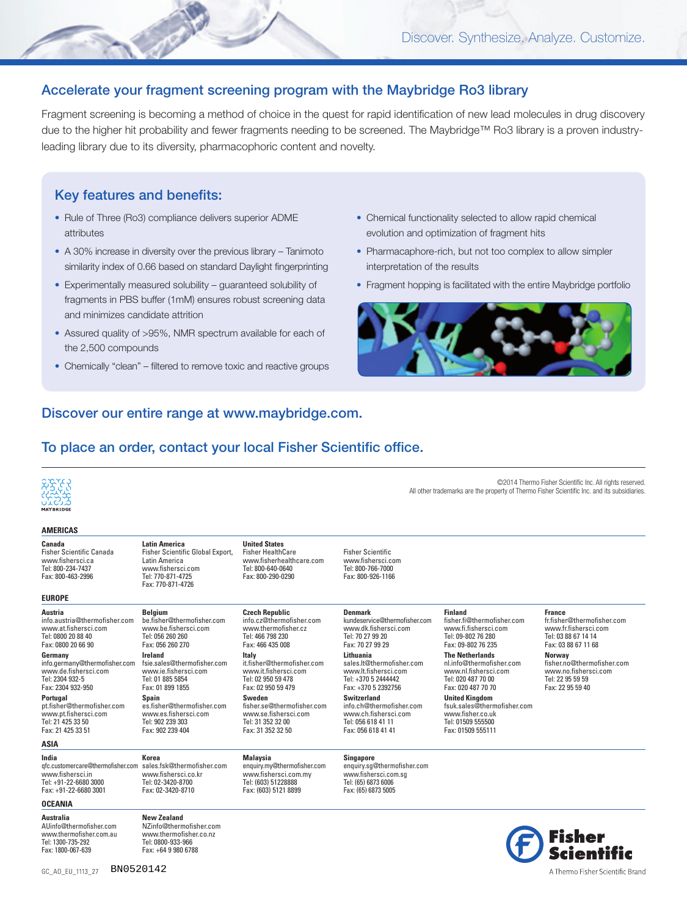Discover. Synthesize. Analyze. Customize.

## Accelerate your fragment screening program with the Maybridge Ro3 library

Fragment screening is becoming a method of choice in the quest for rapid identification of new lead molecules in drug discovery due to the higher hit probability and fewer fragments needing to be screened. The Maybridge™ Ro3 library is a proven industry-leading library due to its diversity, pharmacophoric content and novelty.

### Key features and benefits:

- Rule of Three (Ro3) compliance delivers superior ADME attributes
- A 30% increase in diversity over the previous library – Tanimoto similarity index of 0.66 based on standard Daylight fingerprinting
- Experimentally measured solubility – guaranteed solubility of fragments in PBS buffer (1mM) ensures robust screening data and minimizes candidate attrition
- Assured quality of >95%, NMR spectrum available for each of the 2,500 compounds
- Chemically "clean" – filtered to remove toxic and reactive groups
- Chemical functionality selected to allow rapid chemical evolution and optimization of fragment hits
- Pharmacaphore-rich, but not too complex to allow simpler interpretation of the results
- Fragment hopping is facilitated with the entire Maybridge portfolio

## Discover our entire range at www.maybridge.com.

## To place an order, contact your local Fisher Scientific office.

MAYBRIDGE

©2014 Thermo Fisher Scientific Inc. All rights reserved.
All other trademarks are the property of Thermo Fisher Scientific Inc. and its subsidiaries.

### AMERICAS

**Canada**
Fisher Scientific Canada
www.fishersci.ca
Tel: 800-234-7437
Fax: 800-463-2996

**Latin America**
Fisher Scientific Global Export, Latin America
www.fishersci.com
Tel: 770-871-4725
Fax: 770-871-4726

**United States**
Fisher HealthCare
www.fisherhealthcare.com
Tel: 800-640-0640
Fax: 800-290-0290

Fisher Scientific
www.fishersci.com
Tel: 800-766-7000
Fax: 800-926-1166

### EUROPE

**Austria**
info.austria@thermofisher.com
www.at.fishersci.com
Tel: 0800 20 88 40
Fax: 0800 20 66 90

**Belgium**
be.fisher@thermofisher.com
www.be.fishersci.com
Tel: 056 260 260
Fax: 056 260 270

**Czech Republic**
info.cz@thermofisher.com
www.thermofisher.cz
Tel: 466 798 230
Fax: 466 435 008

**Denmark**
kundeservice@thermofisher.com
www.dk.fishersci.com
Tel: 70 27 99 20
Fax: 70 27 99 29

**Finland**
fisher.fi@thermofisher.com
www.fi.fishersci.com
Tel: 09-802 76 280
Fax: 09-802 76 235

**France**
fr.fisher@thermofisher.com
www.fr.fishersci.com
Tel: 03 88 67 14 14
Fax: 03 88 67 11 68

**Germany**
info.germany@thermofisher.com
www.de.fishersci.com
Tel: 2304 932-5
Fax: 2304 932-950

**Ireland**
fsie.sales@thermofisher.com
www.ie.fishersci.com
Tel: 01 885 5854
Fax: 01 899 1855

**Italy**
it.fisher@thermofisher.com
www.it.fishersci.com
Tel: 02 950 59 478
Fax: 02 950 59 479

**Lithuania**
sales.lt@thermofisher.com
www.lt.fishersci.com
Tel: +370 5 2444442
Fax: +370 5 2392756

**The Netherlands**
nl.info@thermofisher.com
www.nl.fishersci.com
Tel: 020 487 70 00
Fax: 020 487 70 70

**Norway**
fisher.no@thermofisher.com
www.no.fishersci.com
Tel: 22 95 59 59
Fax: 22 95 59 40

**Portugal**
pt.fisher@thermofisher.com
www.pt.fishersci.com
Tel: 21 425 33 50
Fax: 21 425 33 51

**Spain**
es.fisher@thermofisher.com
www.es.fishersci.com
Tel: 902 239 303
Fax: 902 239 404

**Sweden**
fisher.se@thermofisher.com
www.se.fishersci.com
Tel: 31 352 32 00
Fax: 31 352 32 50

**Switzerland**
info.ch@thermofisher.com
www.ch.fishersci.com
Tel: 056 618 41 11
Fax: 056 618 41 41

**United Kingdom**
fsuk.sales@thermofisher.com
www.fisher.co.uk
Tel: 01509 555500
Fax: 01509 555111

### ASIA

**India**
qfc.customercare@thermofisher.com
www.fishersci.in
Tel: +91-22-6680 3000
Fax: +91-22-6680 3001

**Korea**
sales.fsk@thermofisher.com
www.fishersci.co.kr
Tel: 02-3420-8700
Fax: 02-3420-8710

**Malaysia**
enquiry.my@thermofisher.com
www.fishersci.com.my
Tel: (603) 51228888
Fax: (603) 5121 8899

**Singapore**
enquiry.sg@thermofisher.com
www.fishersci.com.sg
Tel: (65) 6873 6006
Fax: (65) 6873 5005

### OCEANIA

**Australia**
AUinfo@thermofisher.com
www.thermofisher.com.au
Tel: 1300-735-292
Fax: 1800-067-639

**New Zealand**
NZinfo@thermofisher.com
www.thermofisher.co.nz
Tel: 0800-933-966
Fax: +64 9 980 6788

Fisher Scientific
A Thermo Fisher Scientific Brand

GC_AO_EU_1113_27 BN0520142